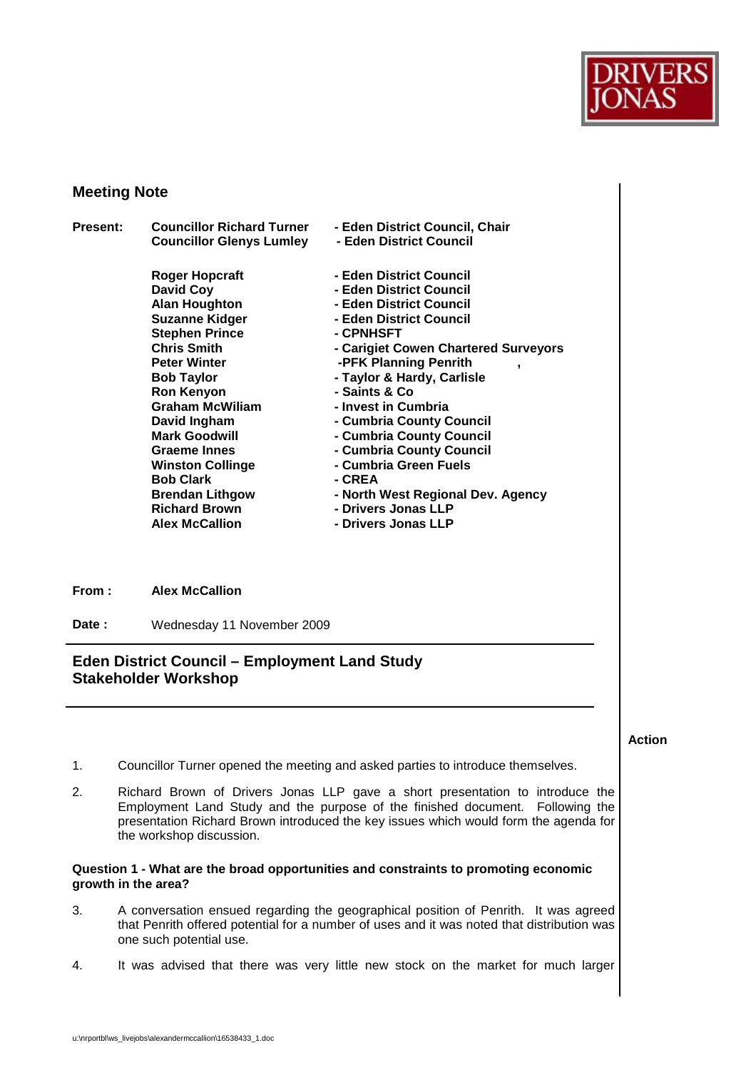DRIVERS JONAS

## Meeting Note

| **Present:** | **Councillor Richard Turner** | **- Eden District Council, Chair** |
|---|---|---|
| | **Councillor Glenys Lumley** | **- Eden District Council** |
| | | |
| | **Roger Hopcraft** | **- Eden District Council** |
| | **David Coy** | **- Eden District Council** |
| | **Alan Houghton** | **- Eden District Council** |
| | **Suzanne Kidger** | **- Eden District Council** |
| | **Stephen Prince** | **- CPNHSFT** |
| | **Chris Smith** | **- Carigiet Cowen Chartered Surveyors** |
| | **Peter Winter** | **-PFK Planning Penrith ,** |
| | **Bob Taylor** | **- Taylor & Hardy, Carlisle** |
| | **Ron Kenyon** | **- Saints & Co** |
| | **Graham McWiliam** | **- Invest in Cumbria** |
| | **David Ingham** | **- Cumbria County Council** |
| | **Mark Goodwill** | **- Cumbria County Council** |
| | **Graeme Innes** | **- Cumbria County Council** |
| | **Winston Collinge** | **- Cumbria Green Fuels** |
| | **Bob Clark** | **- CREA** |
| | **Brendan Lithgow** | **- North West Regional Dev. Agency** |
| | **Richard Brown** | **- Drivers Jonas LLP** |
| | **Alex McCallion** | **- Drivers Jonas LLP** |

**From :** **Alex McCallion**

**Date :** Wednesday 11 November 2009

## Eden District Council – Employment Land Study Stakeholder Workshop

**Action**

1. Councillor Turner opened the meeting and asked parties to introduce themselves.

2. Richard Brown of Drivers Jonas LLP gave a short presentation to introduce the Employment Land Study and the purpose of the finished document. Following the presentation Richard Brown introduced the key issues which would form the agenda for the workshop discussion.

**Question 1 - What are the broad opportunities and constraints to promoting economic growth in the area?**

3. A conversation ensued regarding the geographical position of Penrith. It was agreed that Penrith offered potential for a number of uses and it was noted that distribution was one such potential use.

4. It was advised that there was very little new stock on the market for much larger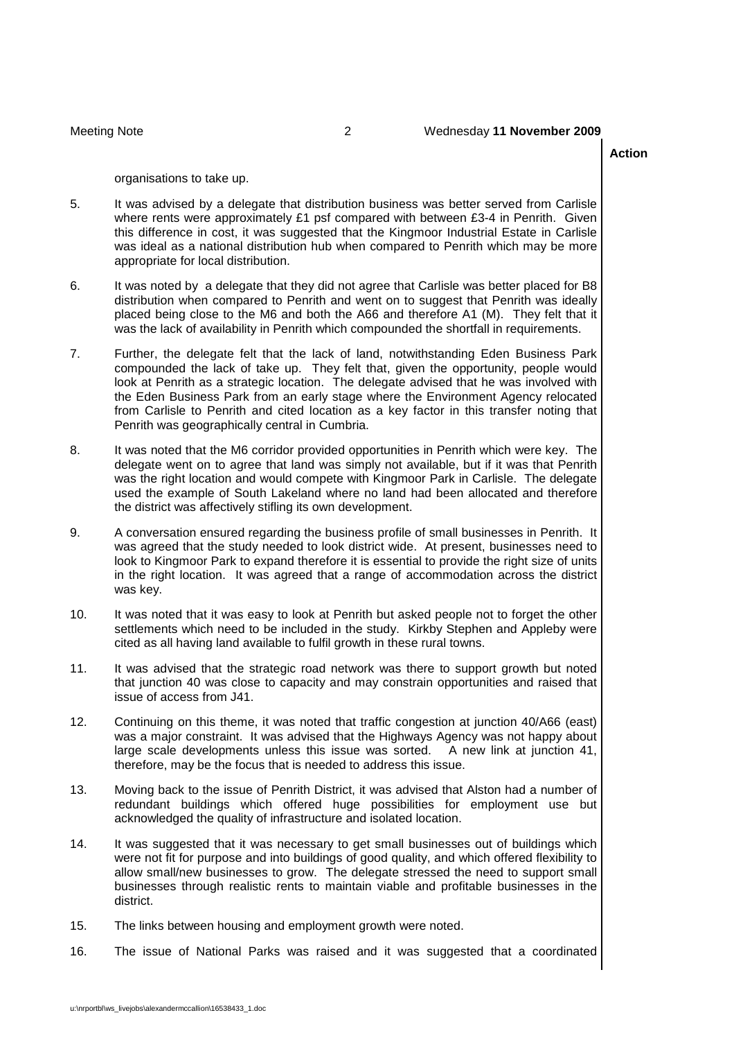organisations to take up.

5. It was advised by a delegate that distribution business was better served from Carlisle where rents were approximately £1 psf compared with between £3-4 in Penrith. Given this difference in cost, it was suggested that the Kingmoor Industrial Estate in Carlisle was ideal as a national distribution hub when compared to Penrith which may be more appropriate for local distribution.

6. It was noted by a delegate that they did not agree that Carlisle was better placed for B8 distribution when compared to Penrith and went on to suggest that Penrith was ideally placed being close to the M6 and both the A66 and therefore A1 (M). They felt that it was the lack of availability in Penrith which compounded the shortfall in requirements.

7. Further, the delegate felt that the lack of land, notwithstanding Eden Business Park compounded the lack of take up. They felt that, given the opportunity, people would look at Penrith as a strategic location. The delegate advised that he was involved with the Eden Business Park from an early stage where the Environment Agency relocated from Carlisle to Penrith and cited location as a key factor in this transfer noting that Penrith was geographically central in Cumbria.

8. It was noted that the M6 corridor provided opportunities in Penrith which were key. The delegate went on to agree that land was simply not available, but if it was that Penrith was the right location and would compete with Kingmoor Park in Carlisle. The delegate used the example of South Lakeland where no land had been allocated and therefore the district was affectively stifling its own development.

9. A conversation ensured regarding the business profile of small businesses in Penrith. It was agreed that the study needed to look district wide. At present, businesses need to look to Kingmoor Park to expand therefore it is essential to provide the right size of units in the right location. It was agreed that a range of accommodation across the district was key.

10. It was noted that it was easy to look at Penrith but asked people not to forget the other settlements which need to be included in the study. Kirkby Stephen and Appleby were cited as all having land available to fulfil growth in these rural towns.

11. It was advised that the strategic road network was there to support growth but noted that junction 40 was close to capacity and may constrain opportunities and raised that issue of access from J41.

12. Continuing on this theme, it was noted that traffic congestion at junction 40/A66 (east) was a major constraint. It was advised that the Highways Agency was not happy about large scale developments unless this issue was sorted. A new link at junction 41, therefore, may be the focus that is needed to address this issue.

13. Moving back to the issue of Penrith District, it was advised that Alston had a number of redundant buildings which offered huge possibilities for employment use but acknowledged the quality of infrastructure and isolated location.

14. It was suggested that it was necessary to get small businesses out of buildings which were not fit for purpose and into buildings of good quality, and which offered flexibility to allow small/new businesses to grow. The delegate stressed the need to support small businesses through realistic rents to maintain viable and profitable businesses in the district.

15. The links between housing and employment growth were noted.

16. The issue of National Parks was raised and it was suggested that a coordinated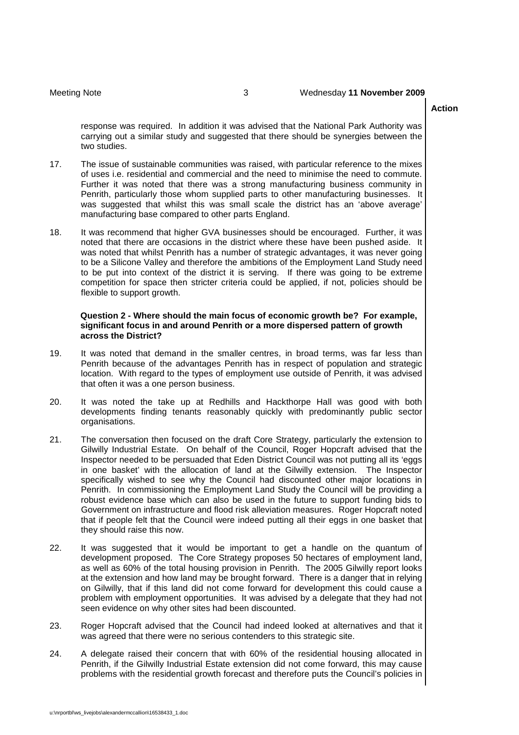response was required. In addition it was advised that the National Park Authority was carrying out a similar study and suggested that there should be synergies between the two studies.

17. The issue of sustainable communities was raised, with particular reference to the mixes of uses i.e. residential and commercial and the need to minimise the need to commute. Further it was noted that there was a strong manufacturing business community in Penrith, particularly those whom supplied parts to other manufacturing businesses. It was suggested that whilst this was small scale the district has an 'above average' manufacturing base compared to other parts England.

18. It was recommend that higher GVA businesses should be encouraged. Further, it was noted that there are occasions in the district where these have been pushed aside. It was noted that whilst Penrith has a number of strategic advantages, it was never going to be a Silicone Valley and therefore the ambitions of the Employment Land Study need to be put into context of the district it is serving. If there was going to be extreme competition for space then stricter criteria could be applied, if not, policies should be flexible to support growth.

**Question 2 - Where should the main focus of economic growth be? For example, significant focus in and around Penrith or a more dispersed pattern of growth across the District?**

19. It was noted that demand in the smaller centres, in broad terms, was far less than Penrith because of the advantages Penrith has in respect of population and strategic location. With regard to the types of employment use outside of Penrith, it was advised that often it was a one person business.

20. It was noted the take up at Redhills and Hackthorpe Hall was good with both developments finding tenants reasonably quickly with predominantly public sector organisations.

21. The conversation then focused on the draft Core Strategy, particularly the extension to Gilwilly Industrial Estate. On behalf of the Council, Roger Hopcraft advised that the Inspector needed to be persuaded that Eden District Council was not putting all its 'eggs in one basket' with the allocation of land at the Gilwilly extension. The Inspector specifically wished to see why the Council had discounted other major locations in Penrith. In commissioning the Employment Land Study the Council will be providing a robust evidence base which can also be used in the future to support funding bids to Government on infrastructure and flood risk alleviation measures. Roger Hopcraft noted that if people felt that the Council were indeed putting all their eggs in one basket that they should raise this now.

22. It was suggested that it would be important to get a handle on the quantum of development proposed. The Core Strategy proposes 50 hectares of employment land, as well as 60% of the total housing provision in Penrith. The 2005 Gilwilly report looks at the extension and how land may be brought forward. There is a danger that in relying on Gilwilly, that if this land did not come forward for development this could cause a problem with employment opportunities. It was advised by a delegate that they had not seen evidence on why other sites had been discounted.

23. Roger Hopcraft advised that the Council had indeed looked at alternatives and that it was agreed that there were no serious contenders to this strategic site.

24. A delegate raised their concern that with 60% of the residential housing allocated in Penrith, if the Gilwilly Industrial Estate extension did not come forward, this may cause problems with the residential growth forecast and therefore puts the Council's policies in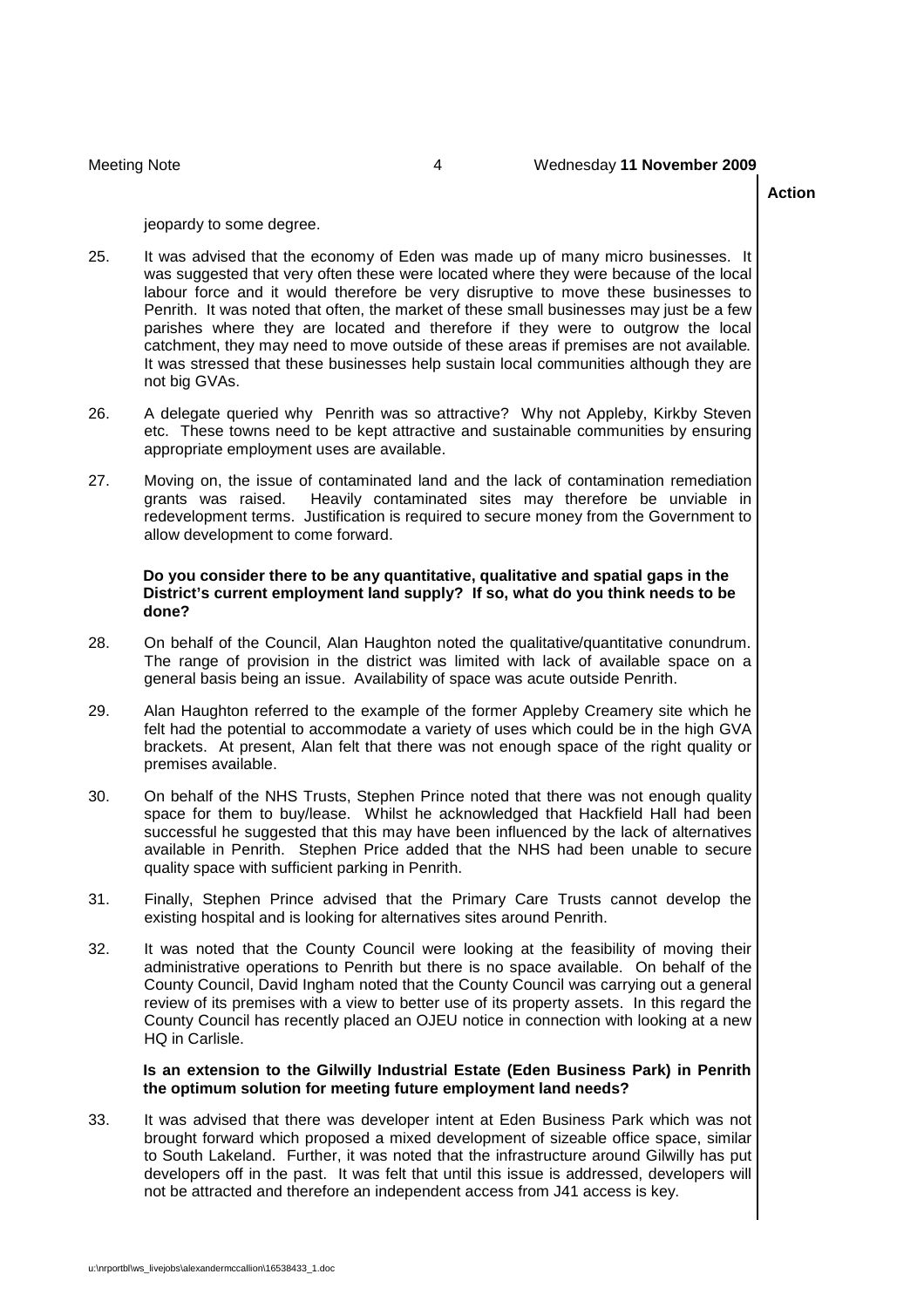jeopardy to some degree.

25. It was advised that the economy of Eden was made up of many micro businesses. It was suggested that very often these were located where they were because of the local labour force and it would therefore be very disruptive to move these businesses to Penrith. It was noted that often, the market of these small businesses may just be a few parishes where they are located and therefore if they were to outgrow the local catchment, they may need to move outside of these areas if premises are not available. It was stressed that these businesses help sustain local communities although they are not big GVAs.

26. A delegate queried why Penrith was so attractive? Why not Appleby, Kirkby Steven etc. These towns need to be kept attractive and sustainable communities by ensuring appropriate employment uses are available.

27. Moving on, the issue of contaminated land and the lack of contamination remediation grants was raised. Heavily contaminated sites may therefore be unviable in redevelopment terms. Justification is required to secure money from the Government to allow development to come forward.

**Do you consider there to be any quantitative, qualitative and spatial gaps in the District's current employment land supply? If so, what do you think needs to be done?**

28. On behalf of the Council, Alan Haughton noted the qualitative/quantitative conundrum. The range of provision in the district was limited with lack of available space on a general basis being an issue. Availability of space was acute outside Penrith.

29. Alan Haughton referred to the example of the former Appleby Creamery site which he felt had the potential to accommodate a variety of uses which could be in the high GVA brackets. At present, Alan felt that there was not enough space of the right quality or premises available.

30. On behalf of the NHS Trusts, Stephen Prince noted that there was not enough quality space for them to buy/lease. Whilst he acknowledged that Hackfield Hall had been successful he suggested that this may have been influenced by the lack of alternatives available in Penrith. Stephen Price added that the NHS had been unable to secure quality space with sufficient parking in Penrith.

31. Finally, Stephen Prince advised that the Primary Care Trusts cannot develop the existing hospital and is looking for alternatives sites around Penrith.

32. It was noted that the County Council were looking at the feasibility of moving their administrative operations to Penrith but there is no space available. On behalf of the County Council, David Ingham noted that the County Council was carrying out a general review of its premises with a view to better use of its property assets. In this regard the County Council has recently placed an OJEU notice in connection with looking at a new HQ in Carlisle.

**Is an extension to the Gilwilly Industrial Estate (Eden Business Park) in Penrith the optimum solution for meeting future employment land needs?**

33. It was advised that there was developer intent at Eden Business Park which was not brought forward which proposed a mixed development of sizeable office space, similar to South Lakeland. Further, it was noted that the infrastructure around Gilwilly has put developers off in the past. It was felt that until this issue is addressed, developers will not be attracted and therefore an independent access from J41 access is key.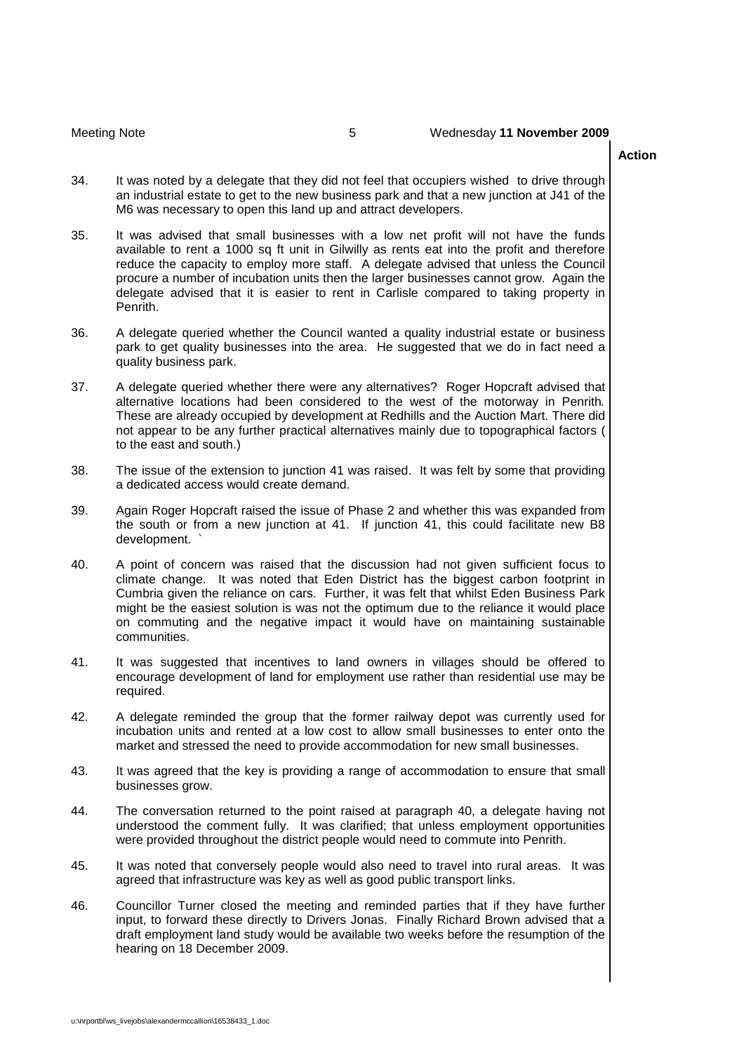Action

34. It was noted by a delegate that they did not feel that occupiers wished to drive through an industrial estate to get to the new business park and that a new junction at J41 of the M6 was necessary to open this land up and attract developers.

35. It was advised that small businesses with a low net profit will not have the funds available to rent a 1000 sq ft unit in Gilwilly as rents eat into the profit and therefore reduce the capacity to employ more staff. A delegate advised that unless the Council procure a number of incubation units then the larger businesses cannot grow. Again the delegate advised that it is easier to rent in Carlisle compared to taking property in Penrith.

36. A delegate queried whether the Council wanted a quality industrial estate or business park to get quality businesses into the area. He suggested that we do in fact need a quality business park.

37. A delegate queried whether there were any alternatives? Roger Hopcraft advised that alternative locations had been considered to the west of the motorway in Penrith. These are already occupied by development at Redhills and the Auction Mart. There did not appear to be any further practical alternatives mainly due to topographical factors ( to the east and south.)

38. The issue of the extension to junction 41 was raised. It was felt by some that providing a dedicated access would create demand.

39. Again Roger Hopcraft raised the issue of Phase 2 and whether this was expanded from the south or from a new junction at 41. If junction 41, this could facilitate new B8 development. `

40. A point of concern was raised that the discussion had not given sufficient focus to climate change. It was noted that Eden District has the biggest carbon footprint in Cumbria given the reliance on cars. Further, it was felt that whilst Eden Business Park might be the easiest solution is was not the optimum due to the reliance it would place on commuting and the negative impact it would have on maintaining sustainable communities.

41. It was suggested that incentives to land owners in villages should be offered to encourage development of land for employment use rather than residential use may be required.

42. A delegate reminded the group that the former railway depot was currently used for incubation units and rented at a low cost to allow small businesses to enter onto the market and stressed the need to provide accommodation for new small businesses.

43. It was agreed that the key is providing a range of accommodation to ensure that small businesses grow.

44. The conversation returned to the point raised at paragraph 40, a delegate having not understood the comment fully. It was clarified; that unless employment opportunities were provided throughout the district people would need to commute into Penrith.

45. It was noted that conversely people would also need to travel into rural areas. It was agreed that infrastructure was key as well as good public transport links.

46. Councillor Turner closed the meeting and reminded parties that if they have further input, to forward these directly to Drivers Jonas. Finally Richard Brown advised that a draft employment land study would be available two weeks before the resumption of the hearing on 18 December 2009.